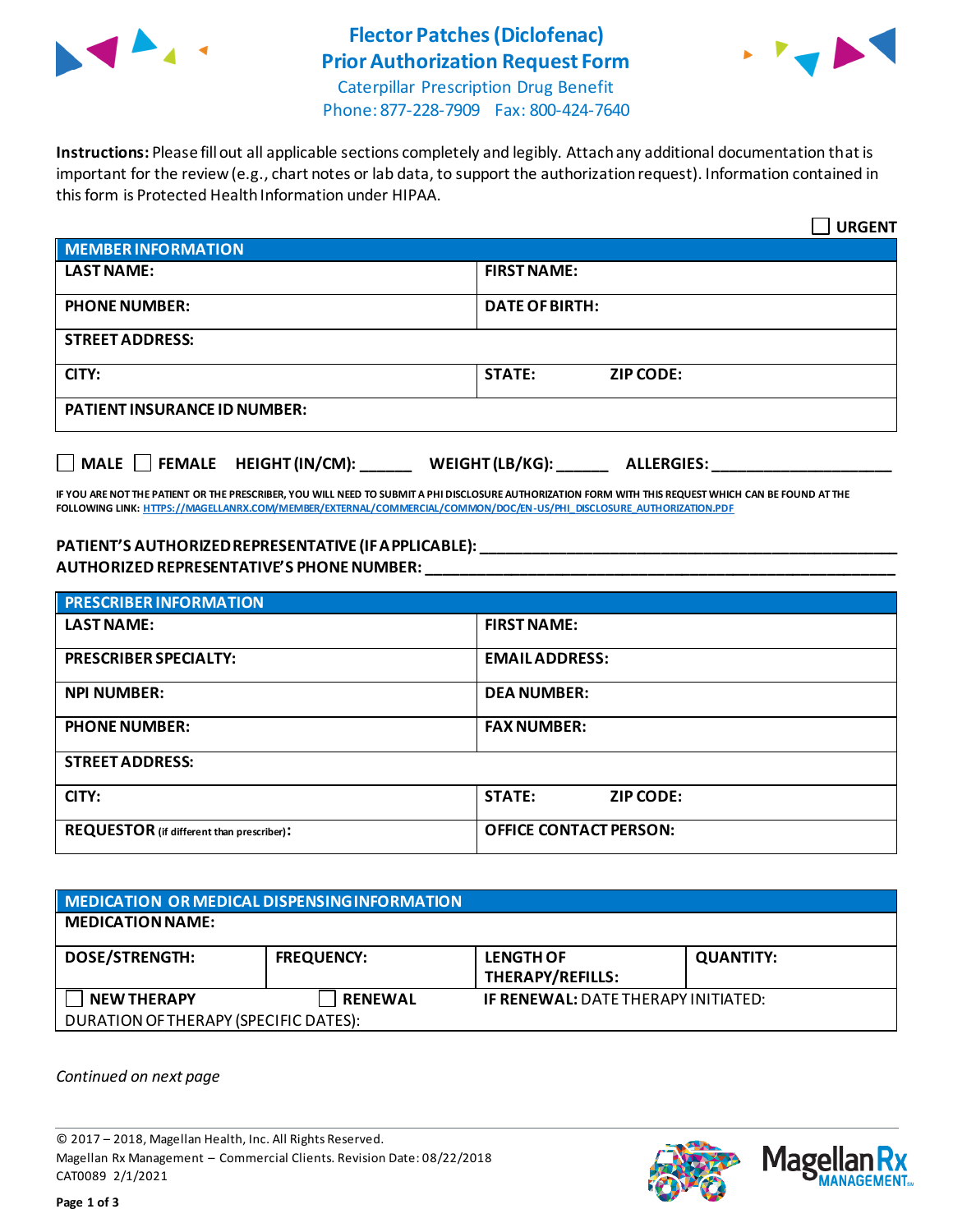# Flector Patches (Diclofenac) Prior Authorization Request Form

Caterpillar Prescription Drug Benefit
Phone: 877-228-7909 Fax: 800-424-7640

**Instructions:** Please fill out all applicable sections completely and legibly. Attach any additional documentation that is important for the review (e.g., chart notes or lab data, to support the authorization request). Information contained in this form is Protected Health Information under HIPAA.

☐ **URGENT**

| **MEMBER INFORMATION** | |
|---|---|
| **LAST NAME:** | **FIRST NAME:** |
| **PHONE NUMBER:** | **DATE OF BIRTH:** |
| **STREET ADDRESS:** | |
| **CITY:** | **STATE:** **ZIP CODE:** |
| **PATIENT INSURANCE ID NUMBER:** | |

☐ **MALE** ☐ **FEMALE** **HEIGHT (IN/CM):** ______ **WEIGHT (LB/KG):** ______ **ALLERGIES:** ____________________

**IF YOU ARE NOT THE PATIENT OR THE PRESCRIBER, YOU WILL NEED TO SUBMIT A PHI DISCLOSURE AUTHORIZATION FORM WITH THIS REQUEST WHICH CAN BE FOUND AT THE FOLLOWING LINK: HTTPS://MAGELLANRX.COM/MEMBER/EXTERNAL/COMMERCIAL/COMMON/DOC/EN-US/PHI_DISCLOSURE_AUTHORIZATION.PDF**

**PATIENT'S AUTHORIZED REPRESENTATIVE (IF APPLICABLE):** ______________________________________________
**AUTHORIZED REPRESENTATIVE'S PHONE NUMBER:** ______________________________________________

| **PRESCRIBER INFORMATION** | |
|---|---|
| **LAST NAME:** | **FIRST NAME:** |
| **PRESCRIBER SPECIALTY:** | **EMAIL ADDRESS:** |
| **NPI NUMBER:** | **DEA NUMBER:** |
| **PHONE NUMBER:** | **FAX NUMBER:** |
| **STREET ADDRESS:** | |
| **CITY:** | **STATE:** **ZIP CODE:** |
| **REQUESTOR** (if different than prescriber)**:** | **OFFICE CONTACT PERSON:** |

| **MEDICATION OR MEDICAL DISPENSING INFORMATION** | | | |
|---|---|---|---|
| **MEDICATION NAME:** | | | |
| **DOSE/STRENGTH:** | **FREQUENCY:** | **LENGTH OF THERAPY/REFILLS:** | **QUANTITY:** |
| ☐ **NEW THERAPY** | ☐ **RENEWAL** | **IF RENEWAL:** DATE THERAPY INITIATED: | |
| DURATION OF THERAPY (SPECIFIC DATES): | | | |

*Continued on next page*

© 2017 – 2018, Magellan Health, Inc. All Rights Reserved.
Magellan Rx Management – Commercial Clients. Revision Date: 08/22/2018
CAT0089 2/1/2021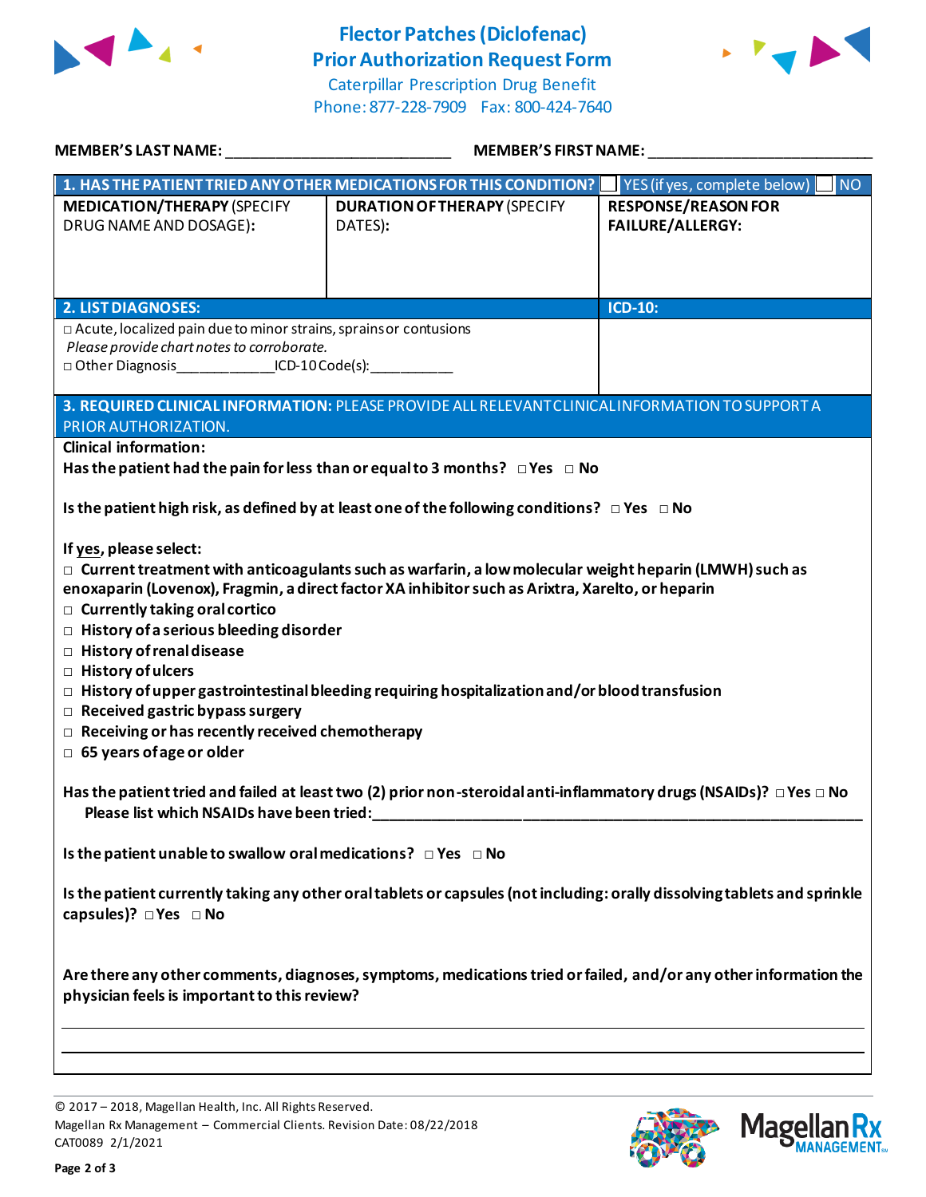# Flector Patches (Diclofenac) Prior Authorization Request Form

Caterpillar Prescription Drug Benefit
Phone: 877-228-7909 Fax: 800-424-7640

**MEMBER'S LAST NAME:** ___________________________ **MEMBER'S FIRST NAME:** ___________________________

| **1. HAS THE PATIENT TRIED ANY OTHER MEDICATIONS FOR THIS CONDITION?** | ☐ YES (if yes, complete below) | ☐ NO |
|---|---|---|
| **MEDICATION/THERAPY** (SPECIFY DRUG NAME AND DOSAGE): | **DURATION OF THERAPY** (SPECIFY DATES): | **RESPONSE/REASON FOR FAILURE/ALLERGY:** |
| | | |

| **2. LIST DIAGNOSES:** | **ICD-10:** |
|---|---|
| □ Acute, localized pain due to minor strains, sprains or contusions<br>*Please provide chart notes to corroborate.*<br>□ Other Diagnosis____________ICD-10 Code(s):__________ | |

**3. REQUIRED CLINICAL INFORMATION:** PLEASE PROVIDE ALL RELEVANT CLINICAL INFORMATION TO SUPPORT A PRIOR AUTHORIZATION.

**Clinical information:**

**Has the patient had the pain for less than or equal to 3 months?** □ Yes □ No

**Is the patient high risk, as defined by at least one of the following conditions?** □ Yes □ No

**If yes, please select:**

- □ **Current treatment with anticoagulants such as warfarin, a low molecular weight heparin (LMWH) such as enoxaparin (Lovenox), Fragmin, a direct factor XA inhibitor such as Arixtra, Xarelto, or heparin**
- □ **Currently taking oral cortico**
- □ **History of a serious bleeding disorder**
- □ **History of renal disease**
- □ **History of ulcers**
- □ **History of upper gastrointestinal bleeding requiring hospitalization and/or blood transfusion**
- □ **Received gastric bypass surgery**
- □ **Receiving or has recently received chemotherapy**
- □ **65 years of age or older**

**Has the patient tried and failed at least two (2) prior non-steroidal anti-inflammatory drugs (NSAIDs)?** □ Yes □ No
**Please list which NSAIDs have been tried:**______________________________________________________________

**Is the patient unable to swallow oral medications?** □ Yes □ No

**Is the patient currently taking any other oral tablets or capsules (not including: orally dissolving tablets and sprinkle capsules)?** □ Yes □ No

**Are there any other comments, diagnoses, symptoms, medications tried or failed, and/or any other information the physician feels is important to this review?**

_____________________________________________________________________________

_____________________________________________________________________________

© 2017 – 2018, Magellan Health, Inc. All Rights Reserved.
Magellan Rx Management – Commercial Clients. Revision Date: 08/22/2018
CAT0089 2/1/2021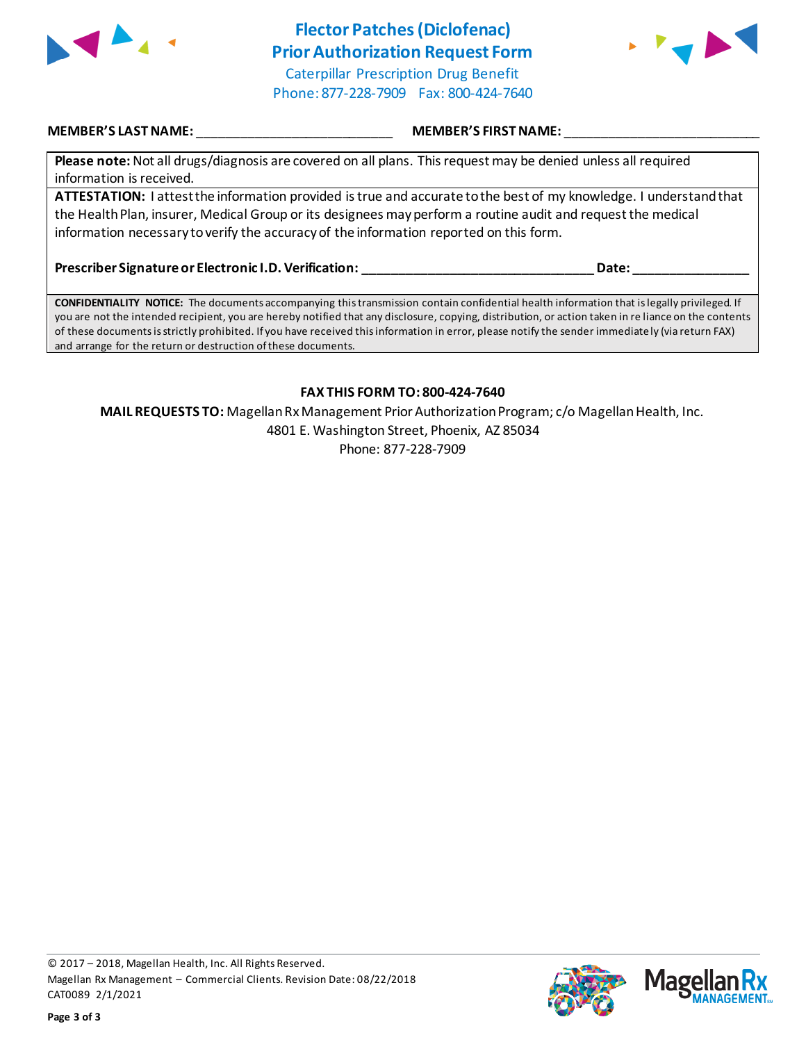# Flector Patches (Diclofenac)
# Prior Authorization Request Form

Caterpillar Prescription Drug Benefit
Phone: 877-228-7909  Fax: 800-424-7640

**MEMBER'S LAST NAME:** ___________________________  **MEMBER'S FIRST NAME:** ___________________________

**Please note:** Not all drugs/diagnosis are covered on all plans. This request may be denied unless all required information is received.

**ATTESTATION:** I attest the information provided is true and accurate to the best of my knowledge. I understand that the Health Plan, insurer, Medical Group or its designees may perform a routine audit and request the medical information necessary to verify the accuracy of the information reported on this form.

**Prescriber Signature or Electronic I.D. Verification:** ________________________________ **Date:** ________________

**CONFIDENTIALITY NOTICE:** The documents accompanying this transmission contain confidential health information that is legally privileged. If you are not the intended recipient, you are hereby notified that any disclosure, copying, distribution, or action taken in reliance on the contents of these documents is strictly prohibited. If you have received this information in error, please notify the sender immediately (via return FAX) and arrange for the return or destruction of these documents.

**FAX THIS FORM TO: 800-424-7640**

**MAIL REQUESTS TO:** Magellan Rx Management Prior Authorization Program; c/o Magellan Health, Inc.
4801 E. Washington Street, Phoenix, AZ 85034
Phone: 877-228-7909

© 2017 – 2018, Magellan Health, Inc. All Rights Reserved.
Magellan Rx Management – Commercial Clients. Revision Date: 08/22/2018
CAT0089 2/1/2021